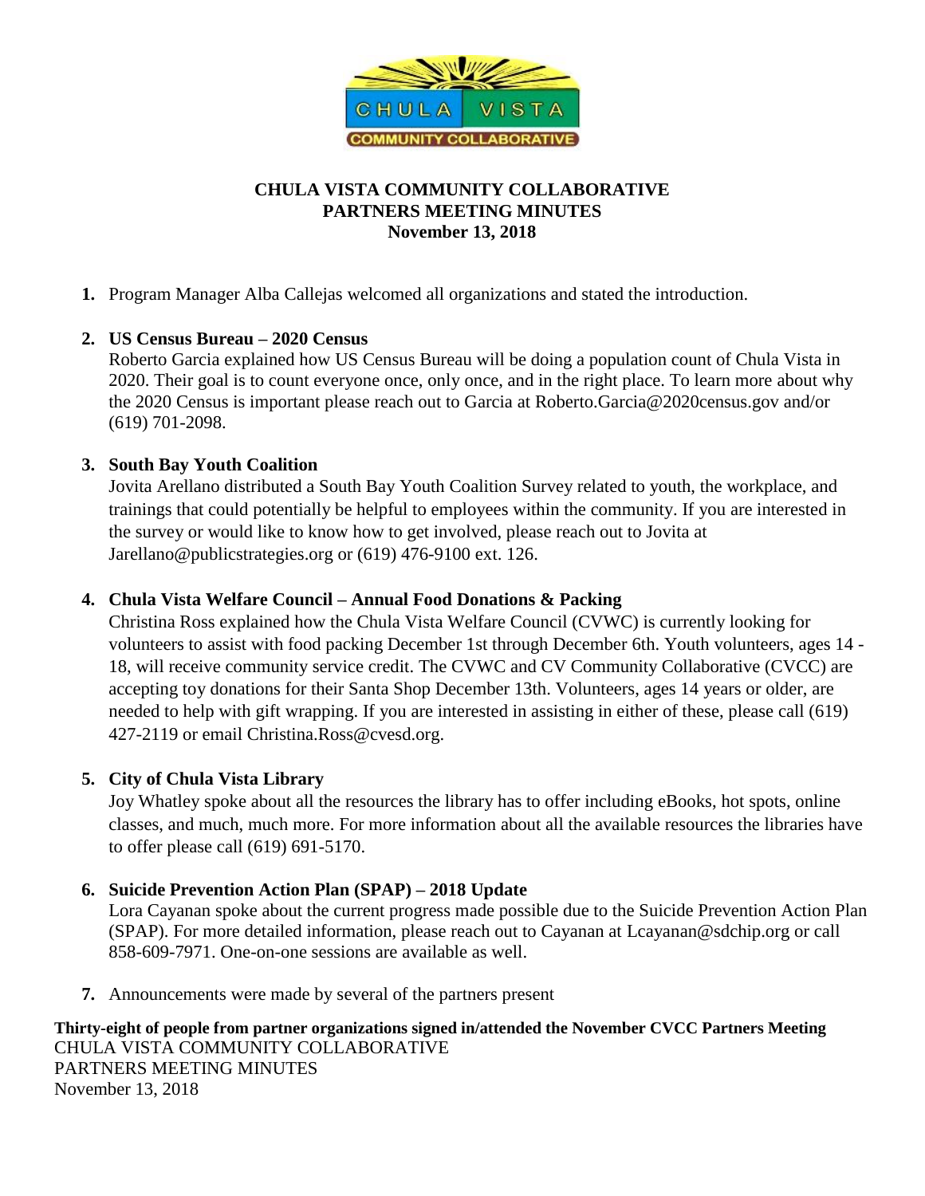# CHULA VISTA COMMUNITY COLLABORATIVE
## PARTNERS MEETING MINUTES
### November 13, 2018

1. Program Manager Alba Callejas welcomed all organizations and stated the introduction.

2. **US Census Bureau – 2020 Census**
   Roberto Garcia explained how US Census Bureau will be doing a population count of Chula Vista in 2020. Their goal is to count everyone once, only once, and in the right place. To learn more about why the 2020 Census is important please reach out to Garcia at Roberto.Garcia@2020census.gov and/or (619) 701-2098.

3. **South Bay Youth Coalition**
   Jovita Arellano distributed a South Bay Youth Coalition Survey related to youth, the workplace, and trainings that could potentially be helpful to employees within the community. If you are interested in the survey or would like to know how to get involved, please reach out to Jovita at Jarellano@publicstrategies.org or (619) 476-9100 ext. 126.

4. **Chula Vista Welfare Council – Annual Food Donations & Packing**
   Christina Ross explained how the Chula Vista Welfare Council (CVWC) is currently looking for volunteers to assist with food packing December 1st through December 6th. Youth volunteers, ages 14 - 18, will receive community service credit. The CVWC and CV Community Collaborative (CVCC) are accepting toy donations for their Santa Shop December 13th. Volunteers, ages 14 years or older, are needed to help with gift wrapping. If you are interested in assisting in either of these, please call (619) 427-2119 or email Christina.Ross@cvesd.org.

5. **City of Chula Vista Library**
   Joy Whatley spoke about all the resources the library has to offer including eBooks, hot spots, online classes, and much, much more. For more information about all the available resources the libraries have to offer please call (619) 691-5170.

6. **Suicide Prevention Action Plan (SPAP) – 2018 Update**
   Lora Cayanan spoke about the current progress made possible due to the Suicide Prevention Action Plan (SPAP). For more detailed information, please reach out to Cayanan at Lcayanan@sdchip.org or call 858-609-7971. One-on-one sessions are available as well.

7. Announcements were made by several of the partners present

**Thirty-eight of people from partner organizations signed in/attended the November CVCC Partners Meeting**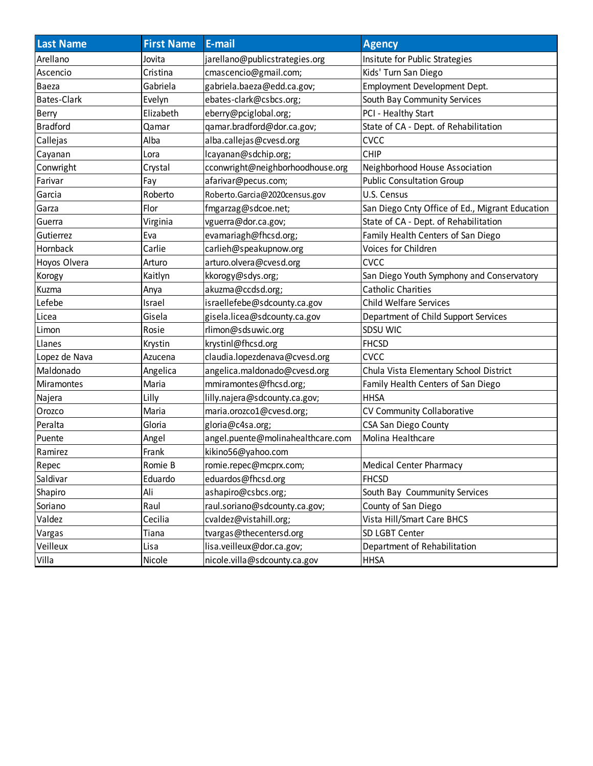| Last Name | First Name | E-mail | Agency |
|---|---|---|---|
| Arellano | Jovita | jarellano@publicstrategies.org | Insitute for Public Strategies |
| Ascencio | Cristina | cmascencio@gmail.com; | Kids' Turn San Diego |
| Baeza | Gabriela | gabriela.baeza@edd.ca.gov; | Employment Development Dept. |
| Bates-Clark | Evelyn | ebates-clark@csbcs.org; | South Bay Community Services |
| Berry | Elizabeth | eberry@pciglobal.org; | PCI - Healthy Start |
| Bradford | Qamar | qamar.bradford@dor.ca.gov; | State of CA - Dept. of Rehabilitation |
| Callejas | Alba | alba.callejas@cvesd.org | CVCC |
| Cayanan | Lora | lcayanan@sdchip.org; | CHIP |
| Conwright | Crystal | cconwright@neighborhoodhouse.org | Neighborhood House Association |
| Farivar | Fay | afarivar@pecus.com; | Public Consultation Group |
| Garcia | Roberto | Roberto.Garcia@2020census.gov | U.S. Census |
| Garza | Flor | fmgarzag@sdcoe.net; | San Diego Cnty Office of Ed., Migrant Education |
| Guerra | Virginia | vguerra@dor.ca.gov; | State of CA - Dept. of Rehabilitation |
| Gutierrez | Eva | evamariagh@fhcsd.org; | Family Health Centers of San Diego |
| Hornback | Carlie | carlieh@speakupnow.org | Voices for Children |
| Hoyos Olvera | Arturo | arturo.olvera@cvesd.org | CVCC |
| Korogy | Kaitlyn | kkorogy@sdys.org; | San Diego Youth Symphony and Conservatory |
| Kuzma | Anya | akuzma@ccdsd.org; | Catholic Charities |
| Lefebe | Israel | israellefebe@sdcounty.ca.gov | Child Welfare Services |
| Licea | Gisela | gisela.licea@sdcounty.ca.gov | Department of Child Support Services |
| Limon | Rosie | rlimon@sdsuwic.org | SDSU WIC |
| Llanes | Krystin | krystinl@fhcsd.org | FHCSD |
| Lopez de Nava | Azucena | claudia.lopezdenava@cvesd.org | CVCC |
| Maldonado | Angelica | angelica.maldonado@cvesd.org | Chula Vista Elementary School District |
| Miramontes | Maria | mmiramontes@fhcsd.org; | Family Health Centers of San Diego |
| Najera | Lilly | lilly.najera@sdcounty.ca.gov; | HHSA |
| Orozco | Maria | maria.orozco1@cvesd.org; | CV Community Collaborative |
| Peralta | Gloria | gloria@c4sa.org; | CSA San Diego County |
| Puente | Angel | angel.puente@molinahealthcare.com | Molina Healthcare |
| Ramirez | Frank | kikino56@yahoo.com | |
| Repec | Romie B | romie.repec@mcprx.com; | Medical Center Pharmacy |
| Saldivar | Eduardo | eduardos@fhcsd.org | FHCSD |
| Shapiro | Ali | ashapiro@csbcs.org; | South Bay Coummunity Services |
| Soriano | Raul | raul.soriano@sdcounty.ca.gov; | County of San Diego |
| Valdez | Cecilia | cvaldez@vistahill.org; | Vista Hill/Smart Care BHCS |
| Vargas | Tiana | tvargas@thecentersd.org | SD LGBT Center |
| Veilleux | Lisa | lisa.veilleux@dor.ca.gov; | Department of Rehabilitation |
| Villa | Nicole | nicole.villa@sdcounty.ca.gov | HHSA |